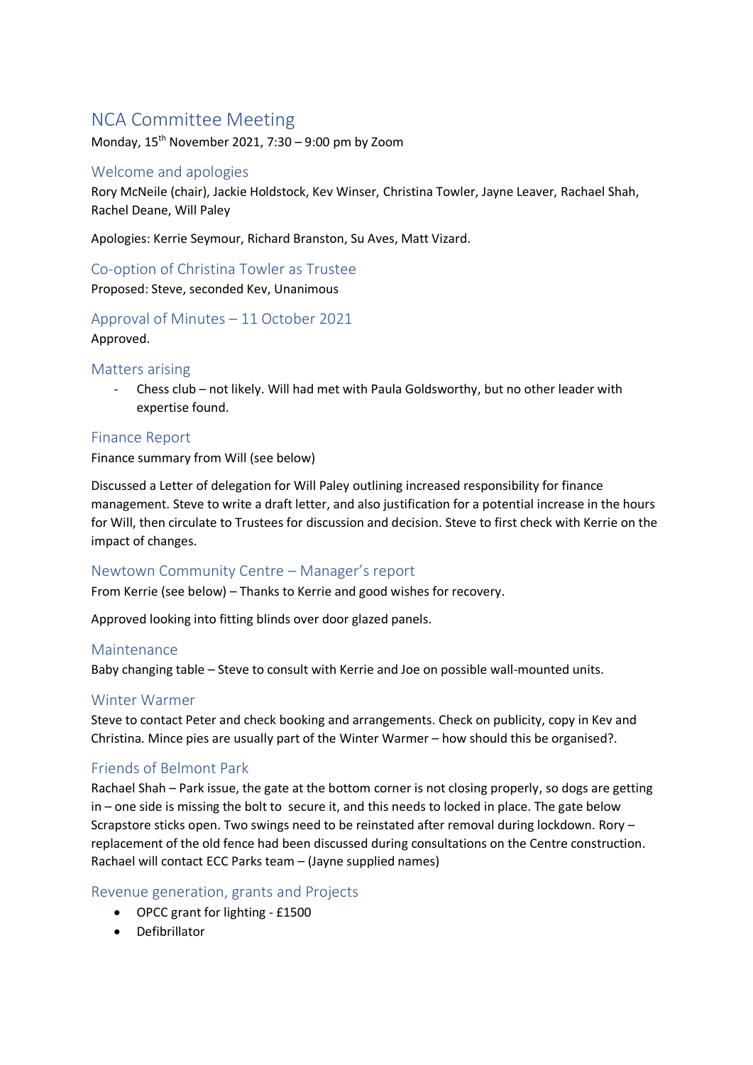# NCA Committee Meeting

Monday, 15th November 2021, 7:30 – 9:00 pm by Zoom

## Welcome and apologies

Rory McNeile (chair), Jackie Holdstock, Kev Winser, Christina Towler, Jayne Leaver, Rachael Shah, Rachel Deane, Will Paley

Apologies: Kerrie Seymour, Richard Branston, Su Aves, Matt Vizard.

## Co-option of Christina Towler as Trustee

Proposed: Steve, seconded Kev, Unanimous

## Approval of Minutes – 11 October 2021

Approved.

## Matters arising

- Chess club – not likely. Will had met with Paula Goldsworthy, but no other leader with expertise found.

## Finance Report

Finance summary from Will (see below)

Discussed a Letter of delegation for Will Paley outlining increased responsibility for finance management. Steve to write a draft letter, and also justification for a potential increase in the hours for Will, then circulate to Trustees for discussion and decision. Steve to first check with Kerrie on the impact of changes.

## Newtown Community Centre – Manager's report

From Kerrie (see below) – Thanks to Kerrie and good wishes for recovery.

Approved looking into fitting blinds over door glazed panels.

## Maintenance

Baby changing table – Steve to consult with Kerrie and Joe on possible wall-mounted units.

## Winter Warmer

Steve to contact Peter and check booking and arrangements. Check on publicity, copy in Kev and Christina. Mince pies are usually part of the Winter Warmer – how should this be organised?.

## Friends of Belmont Park

Rachael Shah – Park issue, the gate at the bottom corner is not closing properly, so dogs are getting in – one side is missing the bolt to secure it, and this needs to locked in place. The gate below Scrapstore sticks open. Two swings need to be reinstated after removal during lockdown. Rory – replacement of the old fence had been discussed during consultations on the Centre construction. Rachael will contact ECC Parks team – (Jayne supplied names)

## Revenue generation, grants and Projects

- OPCC grant for lighting - £1500
- Defibrillator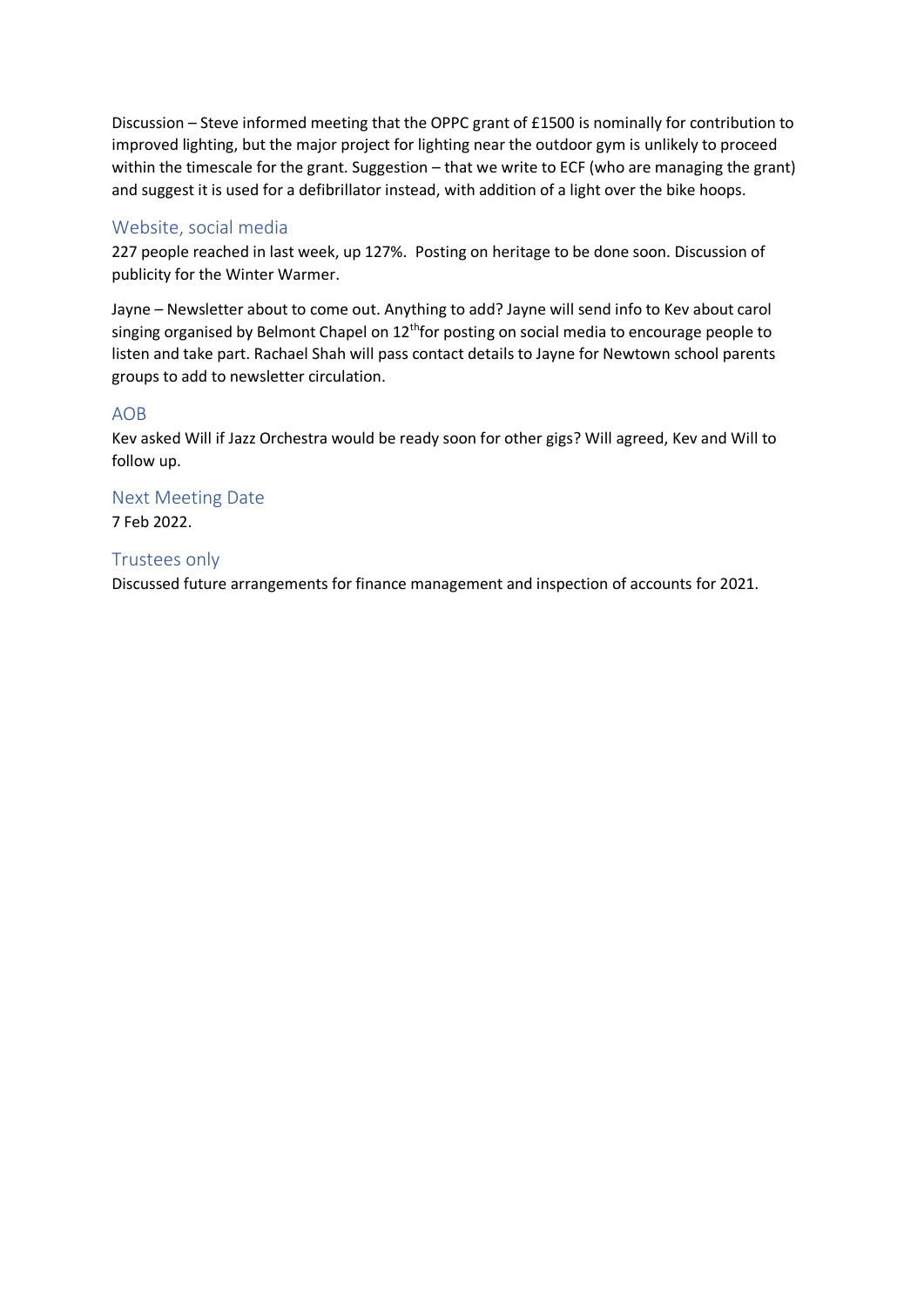Discussion – Steve informed meeting that the OPPC grant of £1500 is nominally for contribution to improved lighting, but the major project for lighting near the outdoor gym is unlikely to proceed within the timescale for the grant. Suggestion – that we write to ECF (who are managing the grant) and suggest it is used for a defibrillator instead, with addition of a light over the bike hoops.

## Website, social media

227 people reached in last week, up 127%. Posting on heritage to be done soon. Discussion of publicity for the Winter Warmer.

Jayne – Newsletter about to come out. Anything to add? Jayne will send info to Kev about carol singing organised by Belmont Chapel on 12th for posting on social media to encourage people to listen and take part. Rachael Shah will pass contact details to Jayne for Newtown school parents groups to add to newsletter circulation.

## AOB

Kev asked Will if Jazz Orchestra would be ready soon for other gigs? Will agreed, Kev and Will to follow up.

## Next Meeting Date

7 Feb 2022.

## Trustees only

Discussed future arrangements for finance management and inspection of accounts for 2021.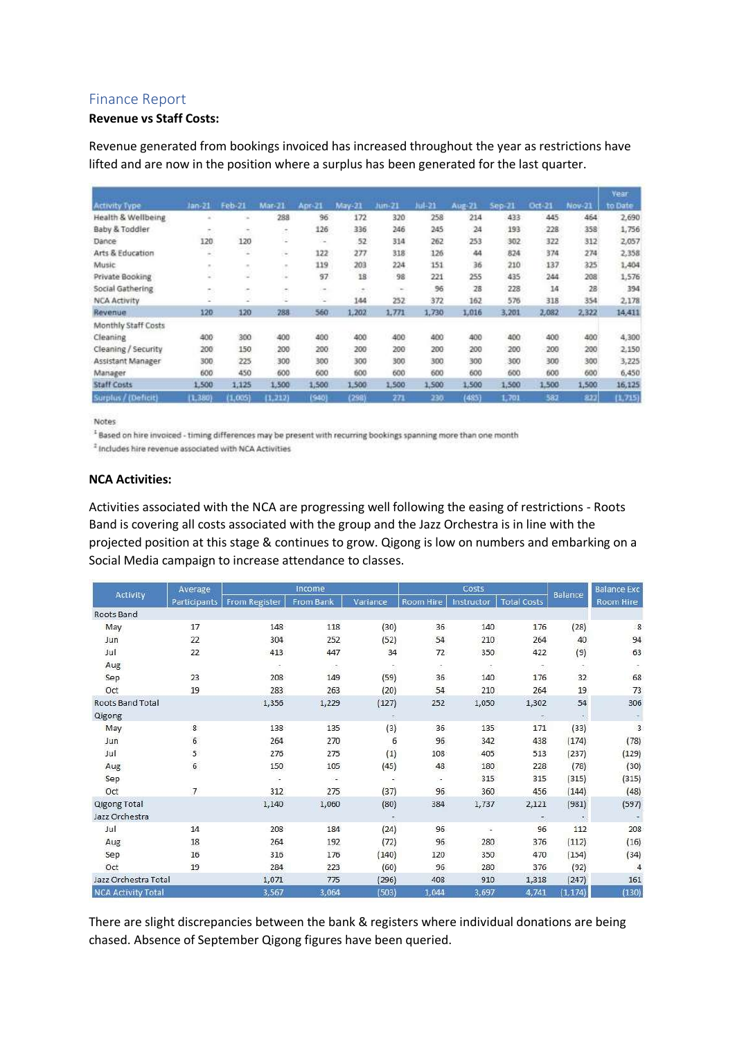## Finance Report

**Revenue vs Staff Costs:**

Revenue generated from bookings invoiced has increased throughout the year as restrictions have lifted and are now in the position where a surplus has been generated for the last quarter.

| Activity Type | Jan-21 | Feb-21 | Mar-21 | Apr-21 | May-21 | Jun-21 | Jul-21 | Aug-21 | Sep-21 | Oct-21 | Nov-21 | Year to Date |
|---|---|---|---|---|---|---|---|---|---|---|---|---|
| Health & Wellbeing | - | - | 288 | 96 | 172 | 320 | 258 | 214 | 433 | 445 | 464 | 2,690 |
| Baby & Toddler | - | - | - | 126 | 336 | 246 | 245 | 24 | 193 | 228 | 358 | 1,756 |
| Dance | 120 | 120 | - | - | 52 | 314 | 262 | 253 | 302 | 322 | 312 | 2,057 |
| Arts & Education | - | - | - | 122 | 277 | 318 | 126 | 44 | 824 | 374 | 274 | 2,358 |
| Music | - | - | - | 119 | 203 | 224 | 151 | 36 | 210 | 137 | 325 | 1,404 |
| Private Booking | - | - | - | 97 | 18 | 98 | 221 | 255 | 435 | 244 | 208 | 1,576 |
| Social Gathering | - | - | - | - | - | - | 96 | 28 | 228 | 14 | 28 | 394 |
| NCA Activity | - | - | - | - | 144 | 252 | 372 | 162 | 576 | 318 | 354 | 2,178 |
| Revenue | 120 | 120 | 288 | 560 | 1,202 | 1,771 | 1,730 | 1,016 | 3,201 | 2,082 | 2,322 | 14,411 |
| Monthly Staff Costs | | | | | | | | | | | | |
| Cleaning | 400 | 300 | 400 | 400 | 400 | 400 | 400 | 400 | 400 | 400 | 400 | 4,300 |
| Cleaning / Security | 200 | 150 | 200 | 200 | 200 | 200 | 200 | 200 | 200 | 200 | 200 | 2,150 |
| Assistant Manager | 300 | 225 | 300 | 300 | 300 | 300 | 300 | 300 | 300 | 300 | 300 | 3,225 |
| Manager | 600 | 450 | 600 | 600 | 600 | 600 | 600 | 600 | 600 | 600 | 600 | 6,450 |
| Staff Costs | 1,500 | 1,125 | 1,500 | 1,500 | 1,500 | 1,500 | 1,500 | 1,500 | 1,500 | 1,500 | 1,500 | 16,125 |
| Surplus / (Deficit) | (1,380) | (1,005) | (1,212) | (940) | (298) | 271 | 230 | (485) | 1,701 | 582 | 822 | (1,715) |

Notes

[1] Based on hire invoiced - timing differences may be present with recurring bookings spanning more than one month

[2] Includes hire revenue associated with NCA Activities

**NCA Activities:**

Activities associated with the NCA are progressing well following the easing of restrictions - Roots Band is covering all costs associated with the group and the Jazz Orchestra is in line with the projected position at this stage & continues to grow. Qigong is low on numbers and embarking on a Social Media campaign to increase attendance to classes.

| Activity | Average | Income | | | Costs | | | Balance | Balance Exc |
|---|---|---|---|---|---|---|---|---|---|
| | Participants | From Register | From Bank | Variance | Room Hire | Instructor | Total Costs | | Room Hire |
| Roots Band | | | | | | | | | |
| May | 17 | 148 | 118 | (30) | 36 | 140 | 176 | (28) | 8 |
| Jun | 22 | 304 | 252 | (52) | 54 | 210 | 264 | 40 | 94 |
| Jul | 22 | 413 | 447 | 34 | 72 | 350 | 422 | (9) | 63 |
| Aug | | - | - | - | - | - | - | - | - |
| Sep | 23 | 208 | 149 | (59) | 36 | 140 | 176 | 32 | 68 |
| Oct | 19 | 283 | 263 | (20) | 54 | 210 | 264 | 19 | 73 |
| Roots Band Total | | 1,356 | 1,229 | (127) | 252 | 1,050 | 1,302 | 54 | 306 |
| Qigong | | | | - | | | - | - | - |
| May | 8 | 138 | 135 | (3) | 36 | 135 | 171 | (33) | 3 |
| Jun | 6 | 264 | 270 | 6 | 96 | 342 | 438 | (174) | (78) |
| Jul | 5 | 276 | 275 | (1) | 108 | 405 | 513 | (237) | (129) |
| Aug | 6 | 150 | 105 | (45) | 48 | 180 | 228 | (78) | (30) |
| Sep | | - | - | - | - | 315 | 315 | (315) | (315) |
| Oct | 7 | 312 | 275 | (37) | 96 | 360 | 456 | (144) | (48) |
| Qigong Total | | 1,140 | 1,060 | (80) | 384 | 1,737 | 2,121 | (981) | (597) |
| Jazz Orchestra | | | | - | | | - | - | - |
| Jul | 14 | 208 | 184 | (24) | 96 | - | 96 | 112 | 208 |
| Aug | 18 | 264 | 192 | (72) | 96 | 280 | 376 | (112) | (16) |
| Sep | 16 | 316 | 176 | (140) | 120 | 350 | 470 | (154) | (34) |
| Oct | 19 | 284 | 223 | (60) | 96 | 280 | 376 | (92) | 4 |
| Jazz Orchestra Total | | 1,071 | 775 | (296) | 408 | 910 | 1,318 | (247) | 161 |
| NCA Activity Total | | 3,567 | 3,064 | (503) | 1,044 | 3,697 | 4,741 | (1,174) | (130) |

There are slight discrepancies between the bank & registers where individual donations are being chased. Absence of September Qigong figures have been queried.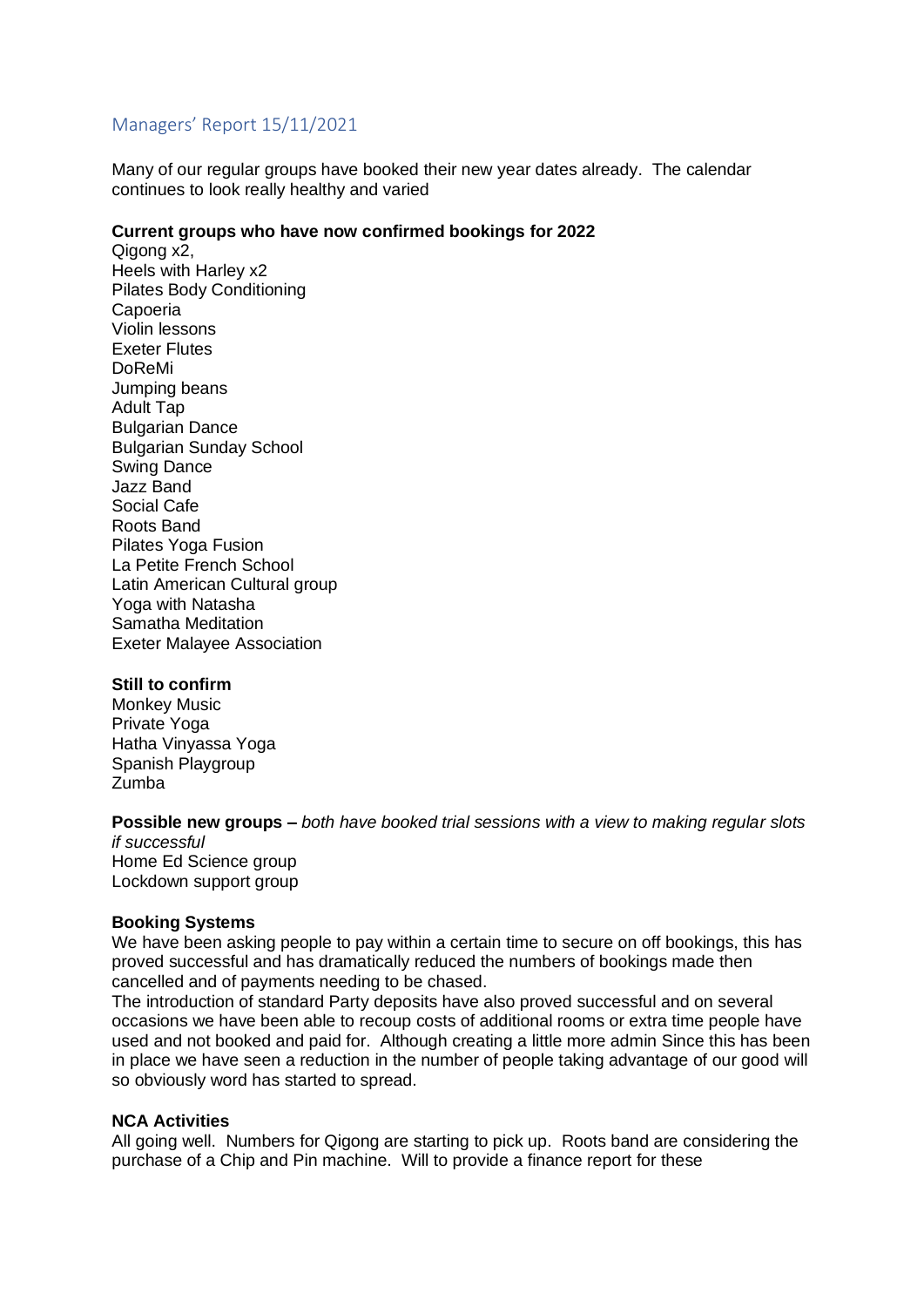## Managers' Report 15/11/2021

Many of our regular groups have booked their new year dates already. The calendar continues to look really healthy and varied

**Current groups who have now confirmed bookings for 2022**

Qigong x2,
Heels with Harley x2
Pilates Body Conditioning
Capoeria
Violin lessons
Exeter Flutes
DoReMi
Jumping beans
Adult Tap
Bulgarian Dance
Bulgarian Sunday School
Swing Dance
Jazz Band
Social Cafe
Roots Band
Pilates Yoga Fusion
La Petite French School
Latin American Cultural group
Yoga with Natasha
Samatha Meditation
Exeter Malayee Association

**Still to confirm**

Monkey Music
Private Yoga
Hatha Vinyassa Yoga
Spanish Playgroup
Zumba

**Possible new groups –** *both have booked trial sessions with a view to making regular slots if successful*

Home Ed Science group
Lockdown support group

**Booking Systems**

We have been asking people to pay within a certain time to secure on off bookings, this has proved successful and has dramatically reduced the numbers of bookings made then cancelled and of payments needing to be chased.

The introduction of standard Party deposits have also proved successful and on several occasions we have been able to recoup costs of additional rooms or extra time people have used and not booked and paid for. Although creating a little more admin Since this has been in place we have seen a reduction in the number of people taking advantage of our good will so obviously word has started to spread.

**NCA Activities**

All going well. Numbers for Qigong are starting to pick up. Roots band are considering the purchase of a Chip and Pin machine. Will to provide a finance report for these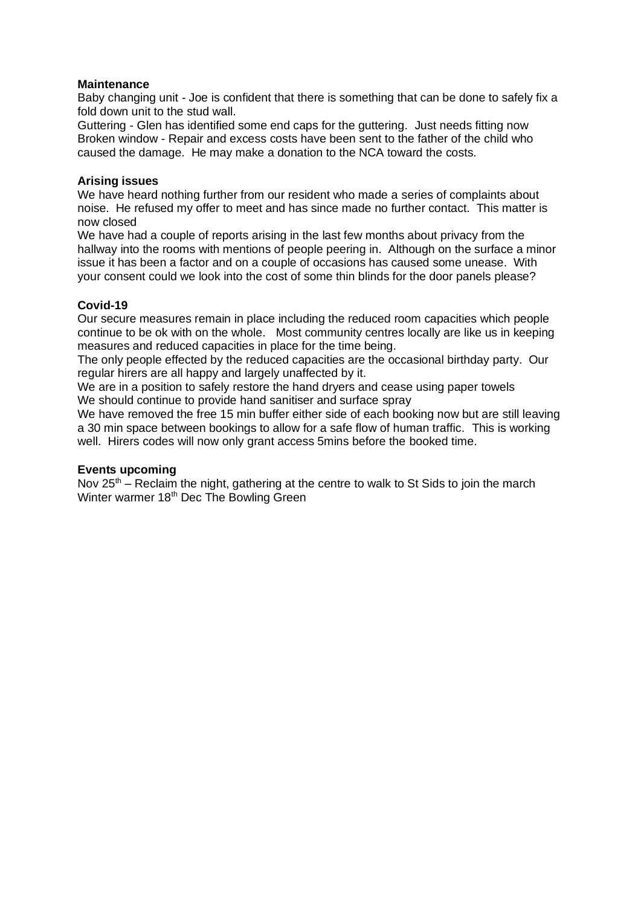**Maintenance**

Baby changing unit - Joe is confident that there is something that can be done to safely fix a fold down unit to the stud wall.
Guttering - Glen has identified some end caps for the guttering. Just needs fitting now
Broken window - Repair and excess costs have been sent to the father of the child who caused the damage. He may make a donation to the NCA toward the costs.

**Arising issues**

We have heard nothing further from our resident who made a series of complaints about noise. He refused my offer to meet and has since made no further contact. This matter is now closed
We have had a couple of reports arising in the last few months about privacy from the hallway into the rooms with mentions of people peering in. Although on the surface a minor issue it has been a factor and on a couple of occasions has caused some unease. With your consent could we look into the cost of some thin blinds for the door panels please?

**Covid-19**

Our secure measures remain in place including the reduced room capacities which people continue to be ok with on the whole. Most community centres locally are like us in keeping measures and reduced capacities in place for the time being.
The only people effected by the reduced capacities are the occasional birthday party. Our regular hirers are all happy and largely unaffected by it.
We are in a position to safely restore the hand dryers and cease using paper towels
We should continue to provide hand sanitiser and surface spray
We have removed the free 15 min buffer either side of each booking now but are still leaving a 30 min space between bookings to allow for a safe flow of human traffic. This is working well. Hirers codes will now only grant access 5mins before the booked time.

**Events upcoming**

Nov 25th – Reclaim the night, gathering at the centre to walk to St Sids to join the march
Winter warmer 18th Dec The Bowling Green